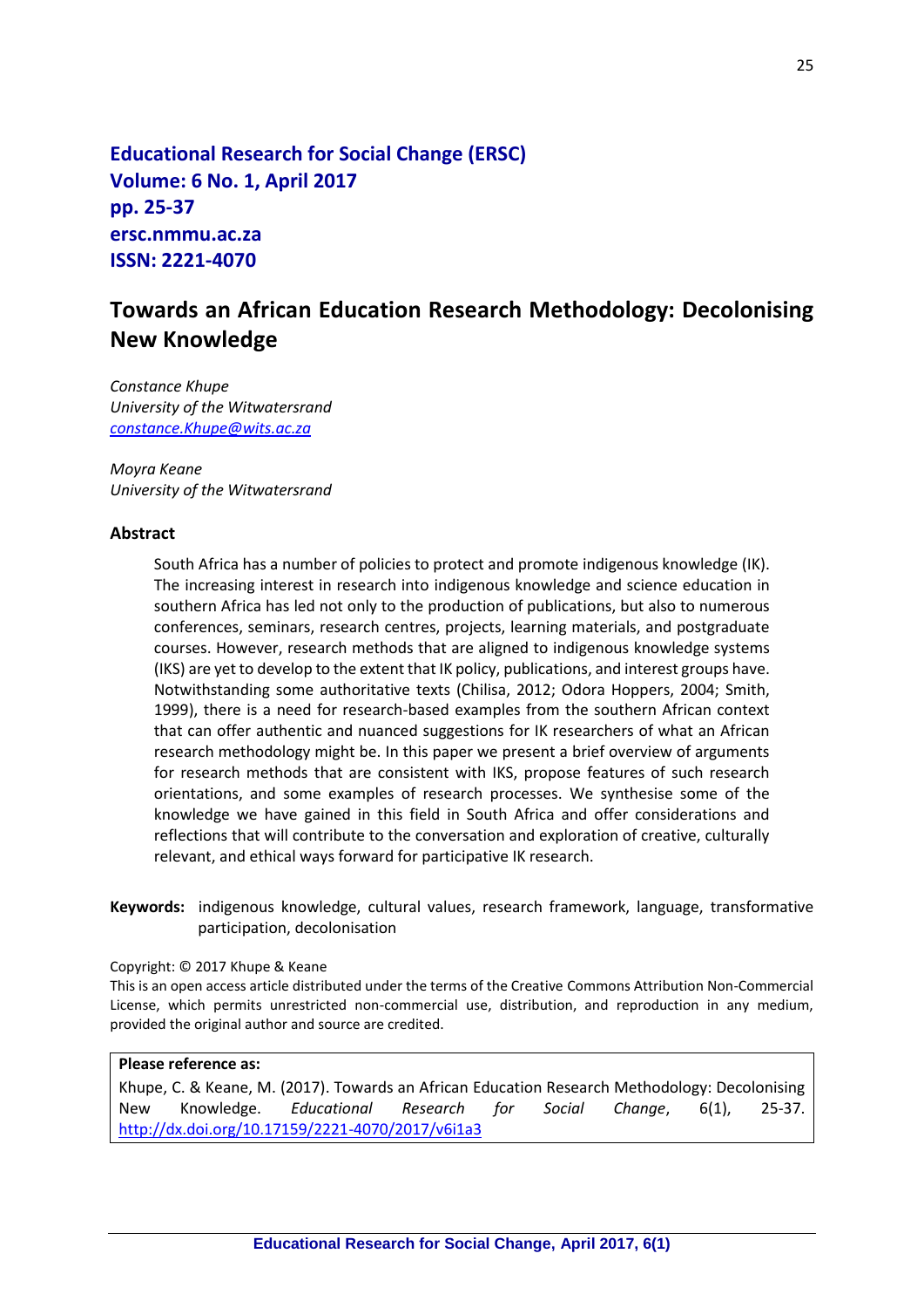**Educational Research for Social Change (ERSC)**
**Volume: 6 No. 1, April 2017**
**pp. 25-37**
**ersc.nmmu.ac.za**
**ISSN: 2221-4070**

# Towards an African Education Research Methodology: Decolonising New Knowledge

*Constance Khupe*
*University of the Witwatersrand*
*constance.Khupe@wits.ac.za*

*Moyra Keane*
*University of the Witwatersrand*

## Abstract

South Africa has a number of policies to protect and promote indigenous knowledge (IK). The increasing interest in research into indigenous knowledge and science education in southern Africa has led not only to the production of publications, but also to numerous conferences, seminars, research centres, projects, learning materials, and postgraduate courses. However, research methods that are aligned to indigenous knowledge systems (IKS) are yet to develop to the extent that IK policy, publications, and interest groups have. Notwithstanding some authoritative texts (Chilisa, 2012; Odora Hoppers, 2004; Smith, 1999), there is a need for research-based examples from the southern African context that can offer authentic and nuanced suggestions for IK researchers of what an African research methodology might be. In this paper we present a brief overview of arguments for research methods that are consistent with IKS, propose features of such research orientations, and some examples of research processes. We synthesise some of the knowledge we have gained in this field in South Africa and offer considerations and reflections that will contribute to the conversation and exploration of creative, culturally relevant, and ethical ways forward for participative IK research.

**Keywords:** indigenous knowledge, cultural values, research framework, language, transformative participation, decolonisation

Copyright: © 2017 Khupe & Keane
This is an open access article distributed under the terms of the Creative Commons Attribution Non-Commercial License, which permits unrestricted non-commercial use, distribution, and reproduction in any medium, provided the original author and source are credited.

**Please reference as:**
Khupe, C. & Keane, M. (2017). Towards an African Education Research Methodology: Decolonising New Knowledge. *Educational Research for Social Change*, 6(1), 25-37. http://dx.doi.org/10.17159/2221-4070/2017/v6i1a3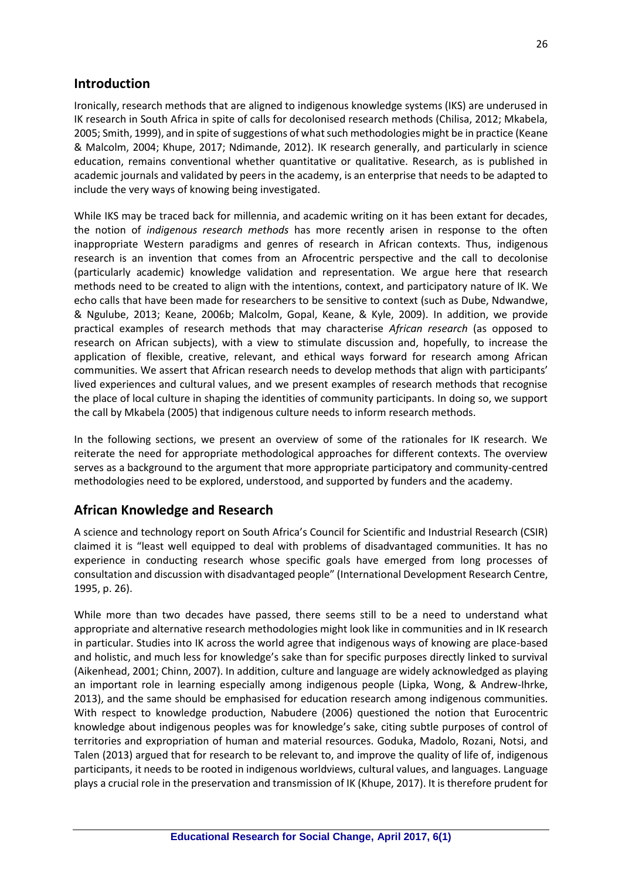## Introduction

Ironically, research methods that are aligned to indigenous knowledge systems (IKS) are underused in IK research in South Africa in spite of calls for decolonised research methods (Chilisa, 2012; Mkabela, 2005; Smith, 1999), and in spite of suggestions of what such methodologies might be in practice (Keane & Malcolm, 2004; Khupe, 2017; Ndimande, 2012). IK research generally, and particularly in science education, remains conventional whether quantitative or qualitative. Research, as is published in academic journals and validated by peers in the academy, is an enterprise that needs to be adapted to include the very ways of knowing being investigated.

While IKS may be traced back for millennia, and academic writing on it has been extant for decades, the notion of *indigenous research methods* has more recently arisen in response to the often inappropriate Western paradigms and genres of research in African contexts. Thus, indigenous research is an invention that comes from an Afrocentric perspective and the call to decolonise (particularly academic) knowledge validation and representation. We argue here that research methods need to be created to align with the intentions, context, and participatory nature of IK. We echo calls that have been made for researchers to be sensitive to context (such as Dube, Ndwandwe, & Ngulube, 2013; Keane, 2006b; Malcolm, Gopal, Keane, & Kyle, 2009). In addition, we provide practical examples of research methods that may characterise *African research* (as opposed to research on African subjects), with a view to stimulate discussion and, hopefully, to increase the application of flexible, creative, relevant, and ethical ways forward for research among African communities. We assert that African research needs to develop methods that align with participants' lived experiences and cultural values, and we present examples of research methods that recognise the place of local culture in shaping the identities of community participants. In doing so, we support the call by Mkabela (2005) that indigenous culture needs to inform research methods.

In the following sections, we present an overview of some of the rationales for IK research. We reiterate the need for appropriate methodological approaches for different contexts. The overview serves as a background to the argument that more appropriate participatory and community-centred methodologies need to be explored, understood, and supported by funders and the academy.

## African Knowledge and Research

A science and technology report on South Africa's Council for Scientific and Industrial Research (CSIR) claimed it is "least well equipped to deal with problems of disadvantaged communities. It has no experience in conducting research whose specific goals have emerged from long processes of consultation and discussion with disadvantaged people" (International Development Research Centre, 1995, p. 26).

While more than two decades have passed, there seems still to be a need to understand what appropriate and alternative research methodologies might look like in communities and in IK research in particular. Studies into IK across the world agree that indigenous ways of knowing are place-based and holistic, and much less for knowledge's sake than for specific purposes directly linked to survival (Aikenhead, 2001; Chinn, 2007). In addition, culture and language are widely acknowledged as playing an important role in learning especially among indigenous people (Lipka, Wong, & Andrew-Ihrke, 2013), and the same should be emphasised for education research among indigenous communities. With respect to knowledge production, Nabudere (2006) questioned the notion that Eurocentric knowledge about indigenous peoples was for knowledge's sake, citing subtle purposes of control of territories and expropriation of human and material resources. Goduka, Madolo, Rozani, Notsi, and Talen (2013) argued that for research to be relevant to, and improve the quality of life of, indigenous participants, it needs to be rooted in indigenous worldviews, cultural values, and languages. Language plays a crucial role in the preservation and transmission of IK (Khupe, 2017). It is therefore prudent for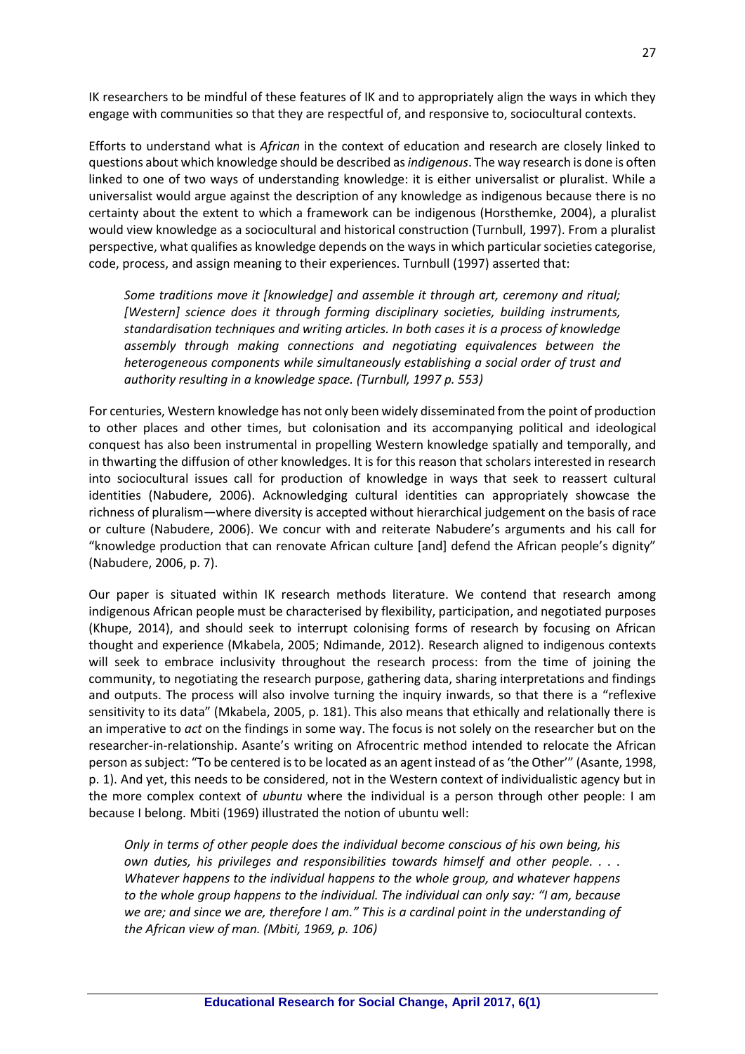IK researchers to be mindful of these features of IK and to appropriately align the ways in which they engage with communities so that they are respectful of, and responsive to, sociocultural contexts.

Efforts to understand what is *African* in the context of education and research are closely linked to questions about which knowledge should be described as *indigenous*. The way research is done is often linked to one of two ways of understanding knowledge: it is either universalist or pluralist. While a universalist would argue against the description of any knowledge as indigenous because there is no certainty about the extent to which a framework can be indigenous (Horsthemke, 2004), a pluralist would view knowledge as a sociocultural and historical construction (Turnbull, 1997). From a pluralist perspective, what qualifies as knowledge depends on the ways in which particular societies categorise, code, process, and assign meaning to their experiences. Turnbull (1997) asserted that:

> *Some traditions move it [knowledge] and assemble it through art, ceremony and ritual; [Western] science does it through forming disciplinary societies, building instruments, standardisation techniques and writing articles. In both cases it is a process of knowledge assembly through making connections and negotiating equivalences between the heterogeneous components while simultaneously establishing a social order of trust and authority resulting in a knowledge space. (Turnbull, 1997 p. 553)*

For centuries, Western knowledge has not only been widely disseminated from the point of production to other places and other times, but colonisation and its accompanying political and ideological conquest has also been instrumental in propelling Western knowledge spatially and temporally, and in thwarting the diffusion of other knowledges. It is for this reason that scholars interested in research into sociocultural issues call for production of knowledge in ways that seek to reassert cultural identities (Nabudere, 2006). Acknowledging cultural identities can appropriately showcase the richness of pluralism—where diversity is accepted without hierarchical judgement on the basis of race or culture (Nabudere, 2006). We concur with and reiterate Nabudere's arguments and his call for "knowledge production that can renovate African culture [and] defend the African people's dignity" (Nabudere, 2006, p. 7).

Our paper is situated within IK research methods literature. We contend that research among indigenous African people must be characterised by flexibility, participation, and negotiated purposes (Khupe, 2014), and should seek to interrupt colonising forms of research by focusing on African thought and experience (Mkabela, 2005; Ndimande, 2012). Research aligned to indigenous contexts will seek to embrace inclusivity throughout the research process: from the time of joining the community, to negotiating the research purpose, gathering data, sharing interpretations and findings and outputs. The process will also involve turning the inquiry inwards, so that there is a "reflexive sensitivity to its data" (Mkabela, 2005, p. 181). This also means that ethically and relationally there is an imperative to *act* on the findings in some way. The focus is not solely on the researcher but on the researcher-in-relationship. Asante's writing on Afrocentric method intended to relocate the African person as subject: "To be centered is to be located as an agent instead of as 'the Other'" (Asante, 1998, p. 1). And yet, this needs to be considered, not in the Western context of individualistic agency but in the more complex context of *ubuntu* where the individual is a person through other people: I am because I belong. Mbiti (1969) illustrated the notion of ubuntu well:

> *Only in terms of other people does the individual become conscious of his own being, his own duties, his privileges and responsibilities towards himself and other people. . . . Whatever happens to the individual happens to the whole group, and whatever happens to the whole group happens to the individual. The individual can only say: "I am, because we are; and since we are, therefore I am." This is a cardinal point in the understanding of the African view of man. (Mbiti, 1969, p. 106)*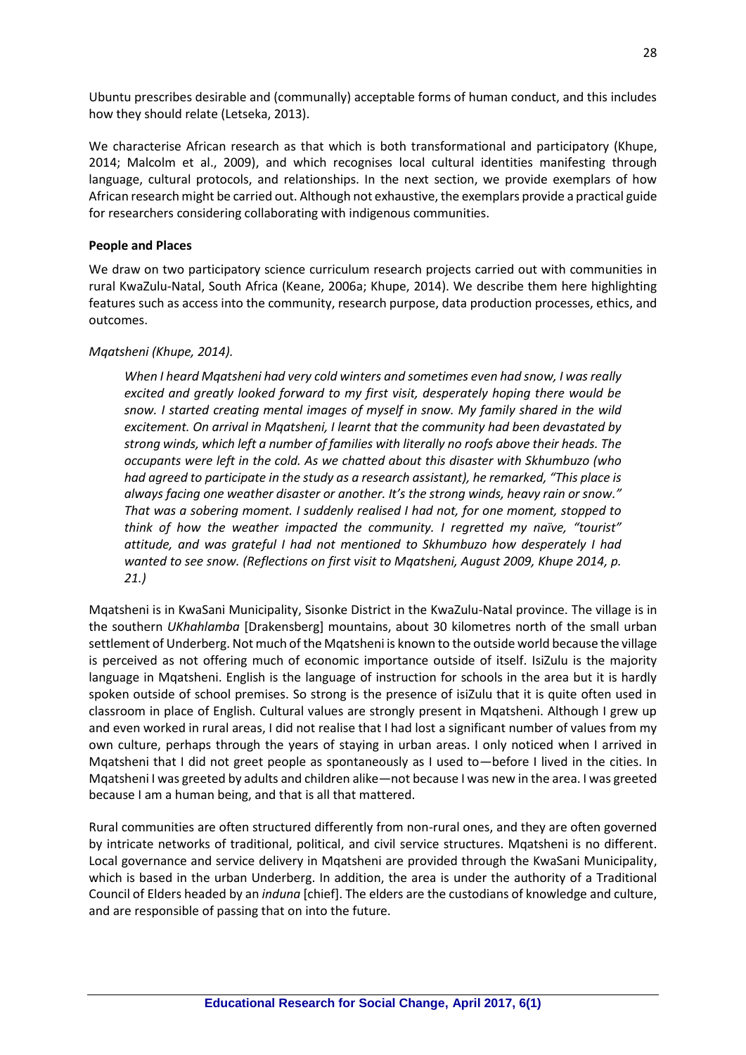Ubuntu prescribes desirable and (communally) acceptable forms of human conduct, and this includes how they should relate (Letseka, 2013).

We characterise African research as that which is both transformational and participatory (Khupe, 2014; Malcolm et al., 2009), and which recognises local cultural identities manifesting through language, cultural protocols, and relationships. In the next section, we provide exemplars of how African research might be carried out. Although not exhaustive, the exemplars provide a practical guide for researchers considering collaborating with indigenous communities.

**People and Places**

We draw on two participatory science curriculum research projects carried out with communities in rural KwaZulu-Natal, South Africa (Keane, 2006a; Khupe, 2014). We describe them here highlighting features such as access into the community, research purpose, data production processes, ethics, and outcomes.

*Mqatsheni (Khupe, 2014).*

> *When I heard Mqatsheni had very cold winters and sometimes even had snow, I was really excited and greatly looked forward to my first visit, desperately hoping there would be snow. I started creating mental images of myself in snow. My family shared in the wild excitement. On arrival in Mqatsheni, I learnt that the community had been devastated by strong winds, which left a number of families with literally no roofs above their heads. The occupants were left in the cold. As we chatted about this disaster with Skhumbuzo (who had agreed to participate in the study as a research assistant), he remarked, "This place is always facing one weather disaster or another. It's the strong winds, heavy rain or snow." That was a sobering moment. I suddenly realised I had not, for one moment, stopped to think of how the weather impacted the community. I regretted my naïve, "tourist" attitude, and was grateful I had not mentioned to Skhumbuzo how desperately I had wanted to see snow. (Reflections on first visit to Mqatsheni, August 2009, Khupe 2014, p. 21.)*

Mqatsheni is in KwaSani Municipality, Sisonke District in the KwaZulu-Natal province. The village is in the southern *UKhahlamba* [Drakensberg] mountains, about 30 kilometres north of the small urban settlement of Underberg. Not much of the Mqatsheni is known to the outside world because the village is perceived as not offering much of economic importance outside of itself. IsiZulu is the majority language in Mqatsheni. English is the language of instruction for schools in the area but it is hardly spoken outside of school premises. So strong is the presence of isiZulu that it is quite often used in classroom in place of English. Cultural values are strongly present in Mqatsheni. Although I grew up and even worked in rural areas, I did not realise that I had lost a significant number of values from my own culture, perhaps through the years of staying in urban areas. I only noticed when I arrived in Mqatsheni that I did not greet people as spontaneously as I used to—before I lived in the cities. In Mqatsheni I was greeted by adults and children alike—not because I was new in the area. I was greeted because I am a human being, and that is all that mattered.

Rural communities are often structured differently from non-rural ones, and they are often governed by intricate networks of traditional, political, and civil service structures. Mqatsheni is no different. Local governance and service delivery in Mqatsheni are provided through the KwaSani Municipality, which is based in the urban Underberg. In addition, the area is under the authority of a Traditional Council of Elders headed by an *induna* [chief]. The elders are the custodians of knowledge and culture, and are responsible of passing that on into the future.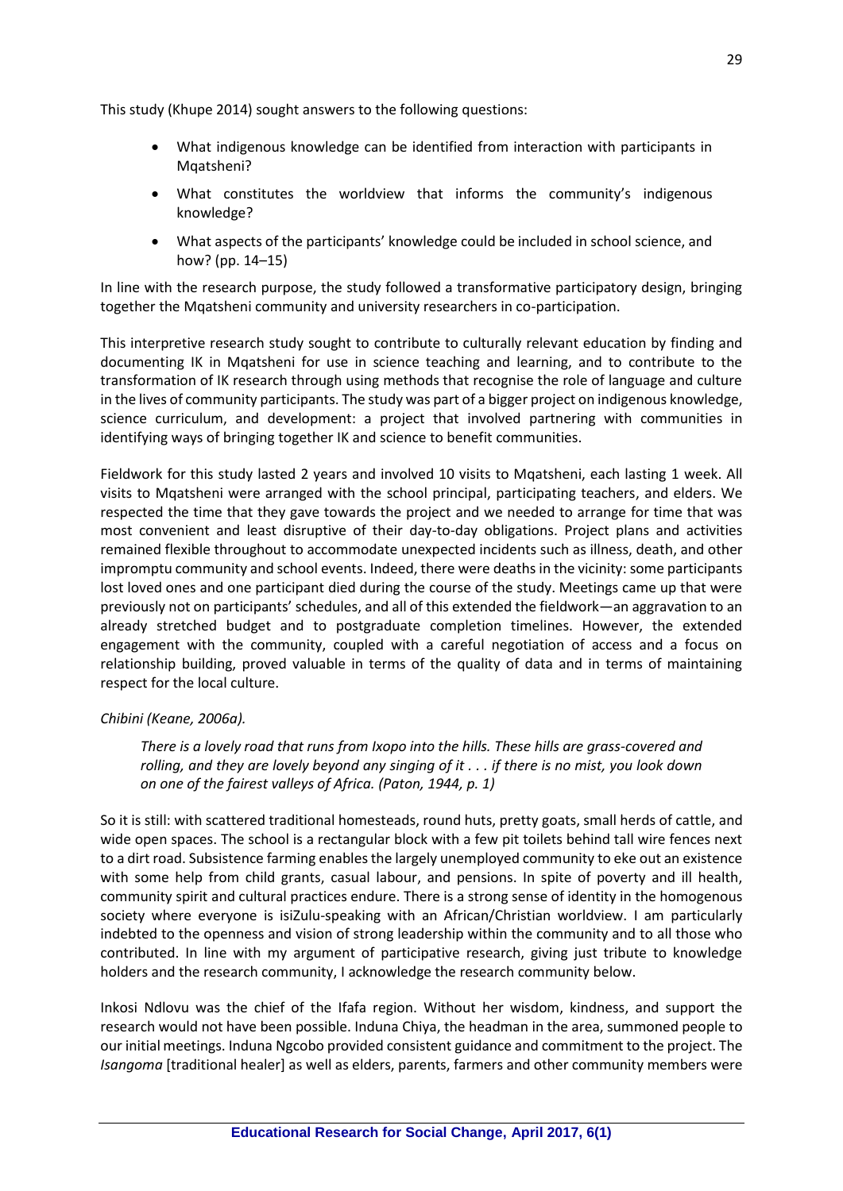This study (Khupe 2014) sought answers to the following questions:

- What indigenous knowledge can be identified from interaction with participants in Mqatsheni?
- What constitutes the worldview that informs the community's indigenous knowledge?
- What aspects of the participants' knowledge could be included in school science, and how? (pp. 14–15)

In line with the research purpose, the study followed a transformative participatory design, bringing together the Mqatsheni community and university researchers in co-participation.

This interpretive research study sought to contribute to culturally relevant education by finding and documenting IK in Mqatsheni for use in science teaching and learning, and to contribute to the transformation of IK research through using methods that recognise the role of language and culture in the lives of community participants. The study was part of a bigger project on indigenous knowledge, science curriculum, and development: a project that involved partnering with communities in identifying ways of bringing together IK and science to benefit communities.

Fieldwork for this study lasted 2 years and involved 10 visits to Mqatsheni, each lasting 1 week. All visits to Mqatsheni were arranged with the school principal, participating teachers, and elders. We respected the time that they gave towards the project and we needed to arrange for time that was most convenient and least disruptive of their day-to-day obligations. Project plans and activities remained flexible throughout to accommodate unexpected incidents such as illness, death, and other impromptu community and school events. Indeed, there were deaths in the vicinity: some participants lost loved ones and one participant died during the course of the study. Meetings came up that were previously not on participants' schedules, and all of this extended the fieldwork—an aggravation to an already stretched budget and to postgraduate completion timelines. However, the extended engagement with the community, coupled with a careful negotiation of access and a focus on relationship building, proved valuable in terms of the quality of data and in terms of maintaining respect for the local culture.

*Chibini (Keane, 2006a).*

> *There is a lovely road that runs from Ixopo into the hills. These hills are grass-covered and rolling, and they are lovely beyond any singing of it . . . if there is no mist, you look down on one of the fairest valleys of Africa. (Paton, 1944, p. 1)*

So it is still: with scattered traditional homesteads, round huts, pretty goats, small herds of cattle, and wide open spaces. The school is a rectangular block with a few pit toilets behind tall wire fences next to a dirt road. Subsistence farming enables the largely unemployed community to eke out an existence with some help from child grants, casual labour, and pensions. In spite of poverty and ill health, community spirit and cultural practices endure. There is a strong sense of identity in the homogenous society where everyone is isiZulu-speaking with an African/Christian worldview. I am particularly indebted to the openness and vision of strong leadership within the community and to all those who contributed. In line with my argument of participative research, giving just tribute to knowledge holders and the research community, I acknowledge the research community below.

Inkosi Ndlovu was the chief of the Ifafa region. Without her wisdom, kindness, and support the research would not have been possible. Induna Chiya, the headman in the area, summoned people to our initial meetings. Induna Ngcobo provided consistent guidance and commitment to the project. The *Isangoma* [traditional healer] as well as elders, parents, farmers and other community members were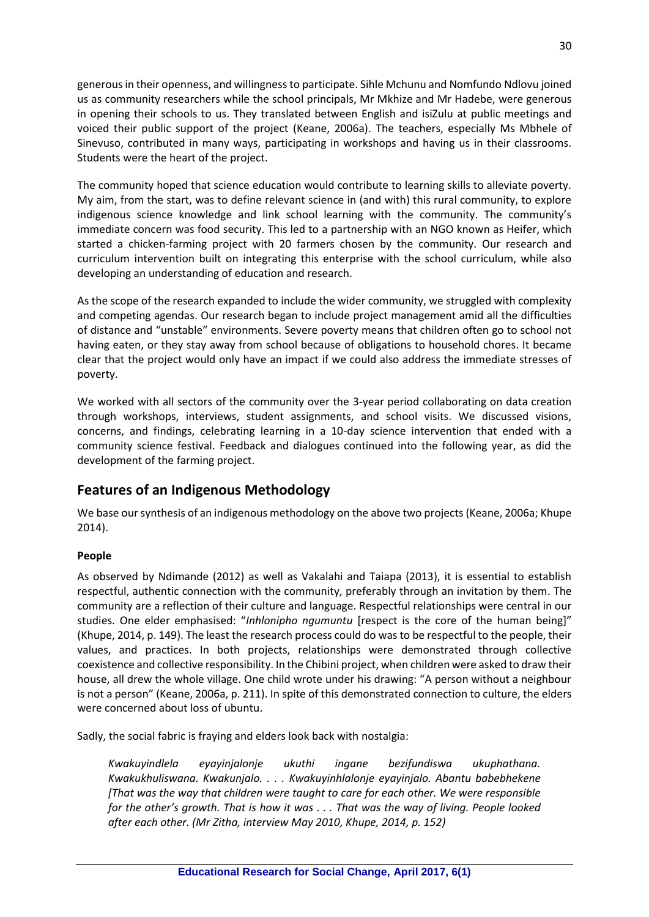generous in their openness, and willingness to participate. Sihle Mchunu and Nomfundo Ndlovu joined us as community researchers while the school principals, Mr Mkhize and Mr Hadebe, were generous in opening their schools to us. They translated between English and isiZulu at public meetings and voiced their public support of the project (Keane, 2006a). The teachers, especially Ms Mbhele of Sinevuso, contributed in many ways, participating in workshops and having us in their classrooms. Students were the heart of the project.

The community hoped that science education would contribute to learning skills to alleviate poverty. My aim, from the start, was to define relevant science in (and with) this rural community, to explore indigenous science knowledge and link school learning with the community. The community's immediate concern was food security. This led to a partnership with an NGO known as Heifer, which started a chicken-farming project with 20 farmers chosen by the community. Our research and curriculum intervention built on integrating this enterprise with the school curriculum, while also developing an understanding of education and research.

As the scope of the research expanded to include the wider community, we struggled with complexity and competing agendas. Our research began to include project management amid all the difficulties of distance and "unstable" environments. Severe poverty means that children often go to school not having eaten, or they stay away from school because of obligations to household chores. It became clear that the project would only have an impact if we could also address the immediate stresses of poverty.

We worked with all sectors of the community over the 3-year period collaborating on data creation through workshops, interviews, student assignments, and school visits. We discussed visions, concerns, and findings, celebrating learning in a 10-day science intervention that ended with a community science festival. Feedback and dialogues continued into the following year, as did the development of the farming project.

## Features of an Indigenous Methodology

We base our synthesis of an indigenous methodology on the above two projects (Keane, 2006a; Khupe 2014).

### People

As observed by Ndimande (2012) as well as Vakalahi and Taiapa (2013), it is essential to establish respectful, authentic connection with the community, preferably through an invitation by them. The community are a reflection of their culture and language. Respectful relationships were central in our studies. One elder emphasised: "*Inhlonipho ngumuntu* [respect is the core of the human being]" (Khupe, 2014, p. 149). The least the research process could do was to be respectful to the people, their values, and practices. In both projects, relationships were demonstrated through collective coexistence and collective responsibility. In the Chibini project, when children were asked to draw their house, all drew the whole village. One child wrote under his drawing: "A person without a neighbour is not a person" (Keane, 2006a, p. 211). In spite of this demonstrated connection to culture, the elders were concerned about loss of ubuntu.

Sadly, the social fabric is fraying and elders look back with nostalgia:

> *Kwakuyindlela eyayinjalonje ukuthi ingane bezifundiswa ukuphathana. Kwakukhuliswana. Kwakunjalo. . . . Kwakuyinhlalonje eyayinjalo. Abantu babebhekene [That was the way that children were taught to care for each other. We were responsible for the other's growth. That is how it was . . . That was the way of living. People looked after each other. (Mr Zitha, interview May 2010, Khupe, 2014, p. 152)*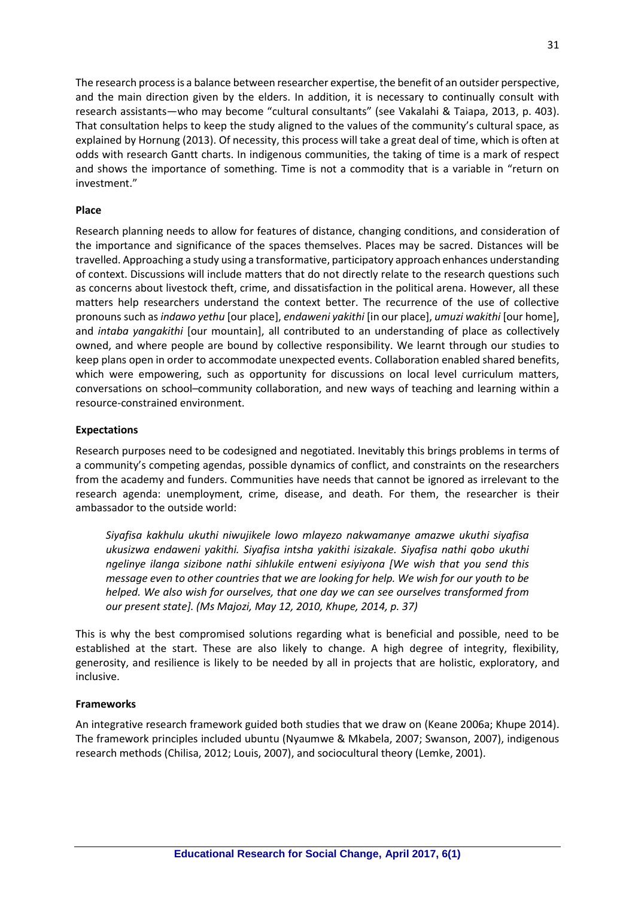The research process is a balance between researcher expertise, the benefit of an outsider perspective, and the main direction given by the elders. In addition, it is necessary to continually consult with research assistants—who may become "cultural consultants" (see Vakalahi & Taiapa, 2013, p. 403). That consultation helps to keep the study aligned to the values of the community's cultural space, as explained by Hornung (2013). Of necessity, this process will take a great deal of time, which is often at odds with research Gantt charts. In indigenous communities, the taking of time is a mark of respect and shows the importance of something. Time is not a commodity that is a variable in "return on investment."

**Place**

Research planning needs to allow for features of distance, changing conditions, and consideration of the importance and significance of the spaces themselves. Places may be sacred. Distances will be travelled. Approaching a study using a transformative, participatory approach enhances understanding of context. Discussions will include matters that do not directly relate to the research questions such as concerns about livestock theft, crime, and dissatisfaction in the political arena. However, all these matters help researchers understand the context better. The recurrence of the use of collective pronouns such as *indawo yethu* [our place], *endaweni yakithi* [in our place], *umuzi wakithi* [our home], and *intaba yangakithi* [our mountain], all contributed to an understanding of place as collectively owned, and where people are bound by collective responsibility. We learnt through our studies to keep plans open in order to accommodate unexpected events. Collaboration enabled shared benefits, which were empowering, such as opportunity for discussions on local level curriculum matters, conversations on school–community collaboration, and new ways of teaching and learning within a resource-constrained environment.

**Expectations**

Research purposes need to be codesigned and negotiated. Inevitably this brings problems in terms of a community's competing agendas, possible dynamics of conflict, and constraints on the researchers from the academy and funders. Communities have needs that cannot be ignored as irrelevant to the research agenda: unemployment, crime, disease, and death. For them, the researcher is their ambassador to the outside world:

> *Siyafisa kakhulu ukuthi niwujikele lowo mlayezo nakwamanye amazwe ukuthi siyafisa ukusizwa endaweni yakithi. Siyafisa intsha yakithi isizakale. Siyafisa nathi qobo ukuthi ngelinye ilanga sizibone nathi sihlukile entweni esiyiyona [We wish that you send this message even to other countries that we are looking for help. We wish for our youth to be helped. We also wish for ourselves, that one day we can see ourselves transformed from our present state]. (Ms Majozi, May 12, 2010, Khupe, 2014, p. 37)*

This is why the best compromised solutions regarding what is beneficial and possible, need to be established at the start. These are also likely to change. A high degree of integrity, flexibility, generosity, and resilience is likely to be needed by all in projects that are holistic, exploratory, and inclusive.

**Frameworks**

An integrative research framework guided both studies that we draw on (Keane 2006a; Khupe 2014). The framework principles included ubuntu (Nyaumwe & Mkabela, 2007; Swanson, 2007), indigenous research methods (Chilisa, 2012; Louis, 2007), and sociocultural theory (Lemke, 2001).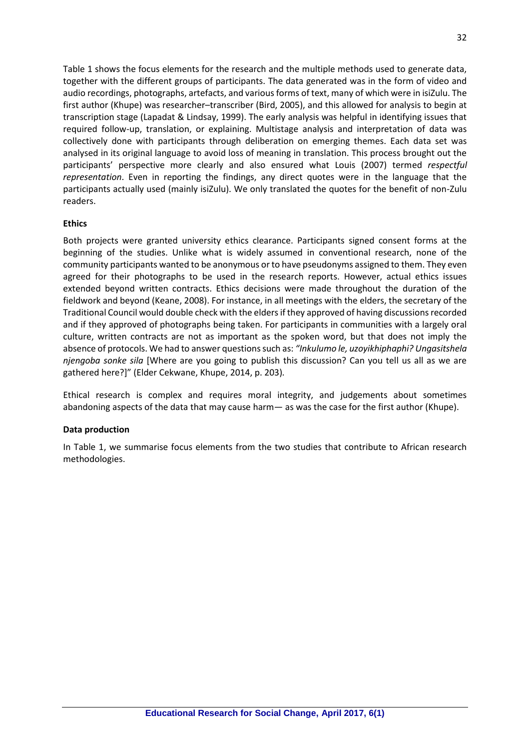Table 1 shows the focus elements for the research and the multiple methods used to generate data, together with the different groups of participants. The data generated was in the form of video and audio recordings, photographs, artefacts, and various forms of text, many of which were in isiZulu. The first author (Khupe) was researcher–transcriber (Bird, 2005), and this allowed for analysis to begin at transcription stage (Lapadat & Lindsay, 1999). The early analysis was helpful in identifying issues that required follow-up, translation, or explaining. Multistage analysis and interpretation of data was collectively done with participants through deliberation on emerging themes. Each data set was analysed in its original language to avoid loss of meaning in translation. This process brought out the participants' perspective more clearly and also ensured what Louis (2007) termed *respectful representation*. Even in reporting the findings, any direct quotes were in the language that the participants actually used (mainly isiZulu). We only translated the quotes for the benefit of non-Zulu readers.

**Ethics**

Both projects were granted university ethics clearance. Participants signed consent forms at the beginning of the studies. Unlike what is widely assumed in conventional research, none of the community participants wanted to be anonymous or to have pseudonyms assigned to them. They even agreed for their photographs to be used in the research reports. However, actual ethics issues extended beyond written contracts. Ethics decisions were made throughout the duration of the fieldwork and beyond (Keane, 2008). For instance, in all meetings with the elders, the secretary of the Traditional Council would double check with the elders if they approved of having discussions recorded and if they approved of photographs being taken. For participants in communities with a largely oral culture, written contracts are not as important as the spoken word, but that does not imply the absence of protocols. We had to answer questions such as: *"Inkulumo le, uzoyikhiphaphi? Ungasitshela njengoba sonke sila* [Where are you going to publish this discussion? Can you tell us all as we are gathered here?]" (Elder Cekwane, Khupe, 2014, p. 203).

Ethical research is complex and requires moral integrity, and judgements about sometimes abandoning aspects of the data that may cause harm— as was the case for the first author (Khupe).

**Data production**

In Table 1, we summarise focus elements from the two studies that contribute to African research methodologies.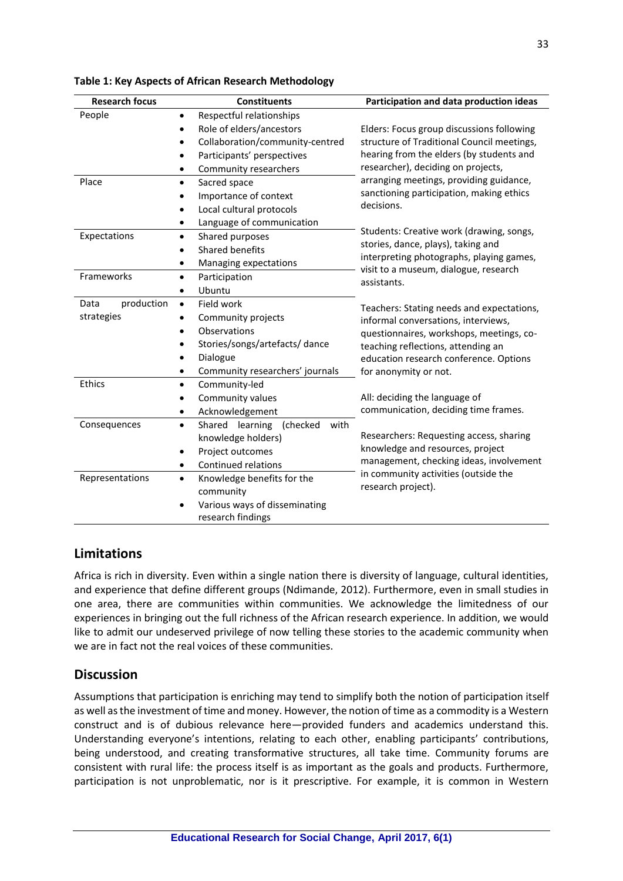**Table 1: Key Aspects of African Research Methodology**

| Research focus | Constituents | Participation and data production ideas |
|---|---|---|
| People | • Respectful relationships<br>• Role of elders/ancestors<br>• Collaboration/community-centred<br>• Participants' perspectives<br>• Community researchers | Elders: Focus group discussions following structure of Traditional Council meetings, hearing from the elders (by students and researcher), deciding on projects, arranging meetings, providing guidance, sanctioning participation, making ethics decisions.<br><br>Students: Creative work (drawing, songs, stories, dance, plays), taking and interpreting photographs, playing games, visit to a museum, dialogue, research assistants.<br><br>Teachers: Stating needs and expectations, informal conversations, interviews, questionnaires, workshops, meetings, co-teaching reflections, attending an education research conference. Options for anonymity or not.<br><br>All: deciding the language of communication, deciding time frames.<br><br>Researchers: Requesting access, sharing knowledge and resources, project management, checking ideas, involvement in community activities (outside the research project). |
| Place | • Sacred space<br>• Importance of context<br>• Local cultural protocols<br>• Language of communication | |
| Expectations | • Shared purposes<br>• Shared benefits<br>• Managing expectations | |
| Frameworks | • Participation<br>• Ubuntu | |
| Data production strategies | • Field work<br>• Community projects<br>• Observations<br>• Stories/songs/artefacts/ dance<br>• Dialogue<br>• Community researchers' journals | |
| Ethics | • Community-led<br>• Community values<br>• Acknowledgement | |
| Consequences | • Shared learning (checked with knowledge holders)<br>• Project outcomes<br>• Continued relations | |
| Representations | • Knowledge benefits for the community<br>• Various ways of disseminating research findings | |

## Limitations

Africa is rich in diversity. Even within a single nation there is diversity of language, cultural identities, and experience that define different groups (Ndimande, 2012). Furthermore, even in small studies in one area, there are communities within communities. We acknowledge the limitedness of our experiences in bringing out the full richness of the African research experience. In addition, we would like to admit our undeserved privilege of now telling these stories to the academic community when we are in fact not the real voices of these communities.

## Discussion

Assumptions that participation is enriching may tend to simplify both the notion of participation itself as well as the investment of time and money. However, the notion of time as a commodity is a Western construct and is of dubious relevance here—provided funders and academics understand this. Understanding everyone's intentions, relating to each other, enabling participants' contributions, being understood, and creating transformative structures, all take time. Community forums are consistent with rural life: the process itself is as important as the goals and products. Furthermore, participation is not unproblematic, nor is it prescriptive. For example, it is common in Western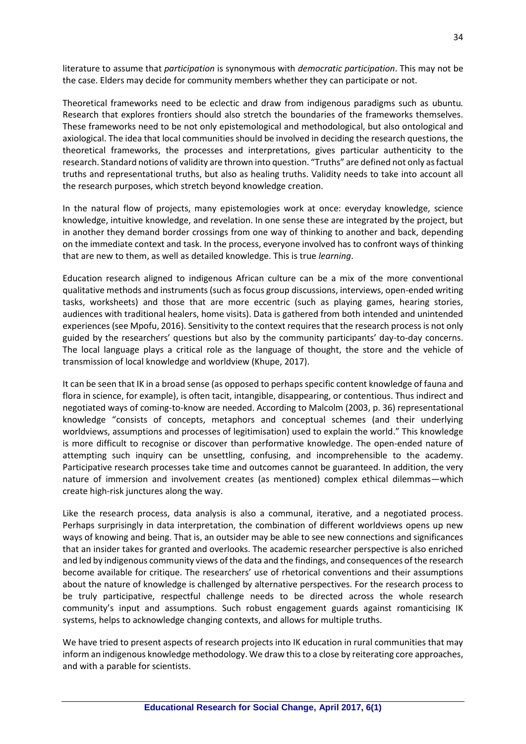literature to assume that *participation* is synonymous with *democratic participation*. This may not be the case. Elders may decide for community members whether they can participate or not.

Theoretical frameworks need to be eclectic and draw from indigenous paradigms such as ubuntu. Research that explores frontiers should also stretch the boundaries of the frameworks themselves. These frameworks need to be not only epistemological and methodological, but also ontological and axiological. The idea that local communities should be involved in deciding the research questions, the theoretical frameworks, the processes and interpretations, gives particular authenticity to the research. Standard notions of validity are thrown into question. "Truths" are defined not only as factual truths and representational truths, but also as healing truths. Validity needs to take into account all the research purposes, which stretch beyond knowledge creation.

In the natural flow of projects, many epistemologies work at once: everyday knowledge, science knowledge, intuitive knowledge, and revelation. In one sense these are integrated by the project, but in another they demand border crossings from one way of thinking to another and back, depending on the immediate context and task. In the process, everyone involved has to confront ways of thinking that are new to them, as well as detailed knowledge. This is true *learning*.

Education research aligned to indigenous African culture can be a mix of the more conventional qualitative methods and instruments (such as focus group discussions, interviews, open-ended writing tasks, worksheets) and those that are more eccentric (such as playing games, hearing stories, audiences with traditional healers, home visits). Data is gathered from both intended and unintended experiences (see Mpofu, 2016). Sensitivity to the context requires that the research process is not only guided by the researchers' questions but also by the community participants' day-to-day concerns. The local language plays a critical role as the language of thought, the store and the vehicle of transmission of local knowledge and worldview (Khupe, 2017).

It can be seen that IK in a broad sense (as opposed to perhaps specific content knowledge of fauna and flora in science, for example), is often tacit, intangible, disappearing, or contentious. Thus indirect and negotiated ways of coming-to-know are needed. According to Malcolm (2003, p. 36) representational knowledge "consists of concepts, metaphors and conceptual schemes (and their underlying worldviews, assumptions and processes of legitimisation) used to explain the world." This knowledge is more difficult to recognise or discover than performative knowledge. The open-ended nature of attempting such inquiry can be unsettling, confusing, and incomprehensible to the academy. Participative research processes take time and outcomes cannot be guaranteed. In addition, the very nature of immersion and involvement creates (as mentioned) complex ethical dilemmas—which create high-risk junctures along the way.

Like the research process, data analysis is also a communal, iterative, and a negotiated process. Perhaps surprisingly in data interpretation, the combination of different worldviews opens up new ways of knowing and being. That is, an outsider may be able to see new connections and significances that an insider takes for granted and overlooks. The academic researcher perspective is also enriched and led by indigenous community views of the data and the findings, and consequences of the research become available for critique. The researchers' use of rhetorical conventions and their assumptions about the nature of knowledge is challenged by alternative perspectives. For the research process to be truly participative, respectful challenge needs to be directed across the whole research community's input and assumptions. Such robust engagement guards against romanticising IK systems, helps to acknowledge changing contexts, and allows for multiple truths.

We have tried to present aspects of research projects into IK education in rural communities that may inform an indigenous knowledge methodology. We draw this to a close by reiterating core approaches, and with a parable for scientists.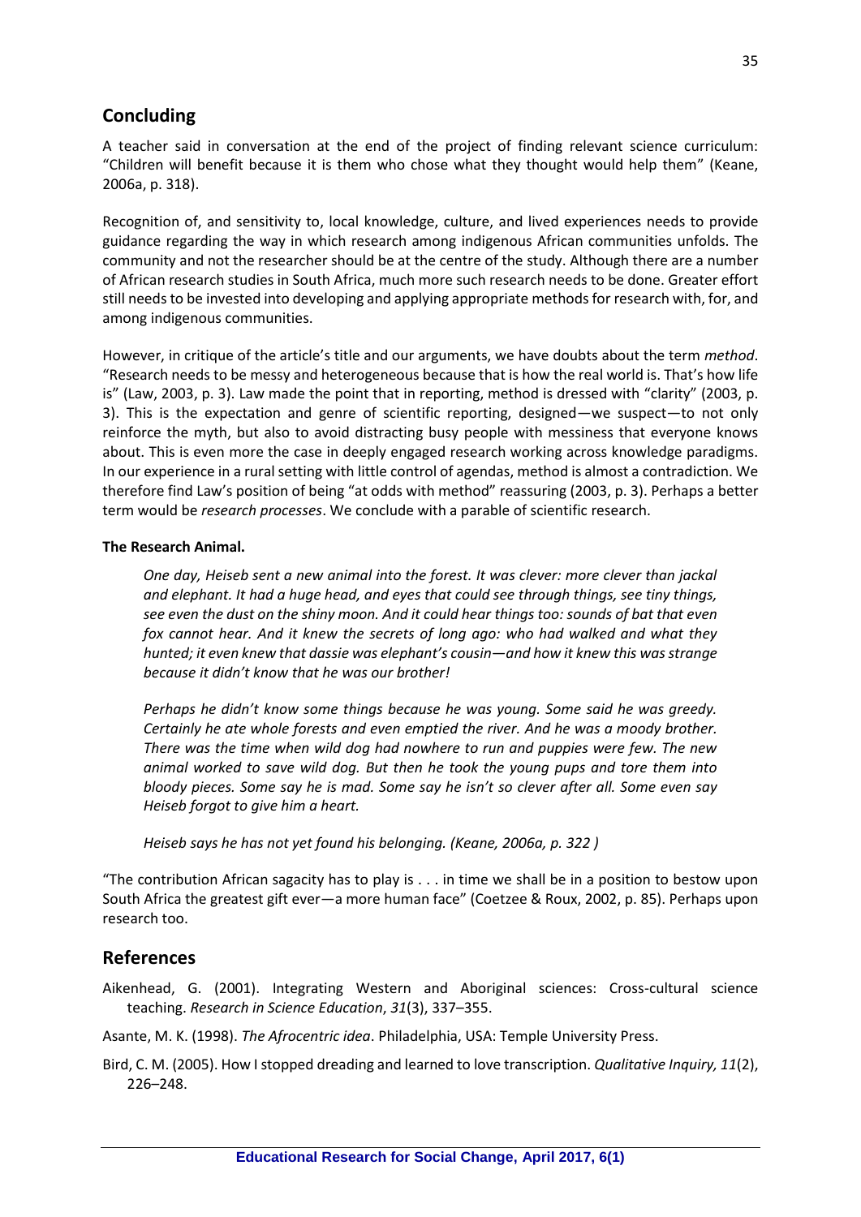## Concluding

A teacher said in conversation at the end of the project of finding relevant science curriculum: "Children will benefit because it is them who chose what they thought would help them" (Keane, 2006a, p. 318).

Recognition of, and sensitivity to, local knowledge, culture, and lived experiences needs to provide guidance regarding the way in which research among indigenous African communities unfolds. The community and not the researcher should be at the centre of the study. Although there are a number of African research studies in South Africa, much more such research needs to be done. Greater effort still needs to be invested into developing and applying appropriate methods for research with, for, and among indigenous communities.

However, in critique of the article's title and our arguments, we have doubts about the term *method*. "Research needs to be messy and heterogeneous because that is how the real world is. That's how life is" (Law, 2003, p. 3). Law made the point that in reporting, method is dressed with "clarity" (2003, p. 3). This is the expectation and genre of scientific reporting, designed—we suspect—to not only reinforce the myth, but also to avoid distracting busy people with messiness that everyone knows about. This is even more the case in deeply engaged research working across knowledge paradigms. In our experience in a rural setting with little control of agendas, method is almost a contradiction. We therefore find Law's position of being "at odds with method" reassuring (2003, p. 3). Perhaps a better term would be *research processes*. We conclude with a parable of scientific research.

**The Research Animal.**

> *One day, Heiseb sent a new animal into the forest. It was clever: more clever than jackal and elephant. It had a huge head, and eyes that could see through things, see tiny things, see even the dust on the shiny moon. And it could hear things too: sounds of bat that even fox cannot hear. And it knew the secrets of long ago: who had walked and what they hunted; it even knew that dassie was elephant's cousin—and how it knew this was strange because it didn't know that he was our brother!*
>
> *Perhaps he didn't know some things because he was young. Some said he was greedy. Certainly he ate whole forests and even emptied the river. And he was a moody brother. There was the time when wild dog had nowhere to run and puppies were few. The new animal worked to save wild dog. But then he took the young pups and tore them into bloody pieces. Some say he is mad. Some say he isn't so clever after all. Some even say Heiseb forgot to give him a heart.*
>
> *Heiseb says he has not yet found his belonging. (Keane, 2006a, p. 322 )*

"The contribution African sagacity has to play is . . . in time we shall be in a position to bestow upon South Africa the greatest gift ever—a more human face" (Coetzee & Roux, 2002, p. 85). Perhaps upon research too.

## References

Aikenhead, G. (2001). Integrating Western and Aboriginal sciences: Cross-cultural science teaching. *Research in Science Education*, *31*(3), 337–355.

Asante, M. K. (1998). *The Afrocentric idea*. Philadelphia, USA: Temple University Press.

Bird, C. M. (2005). How I stopped dreading and learned to love transcription. *Qualitative Inquiry, 11*(2), 226–248.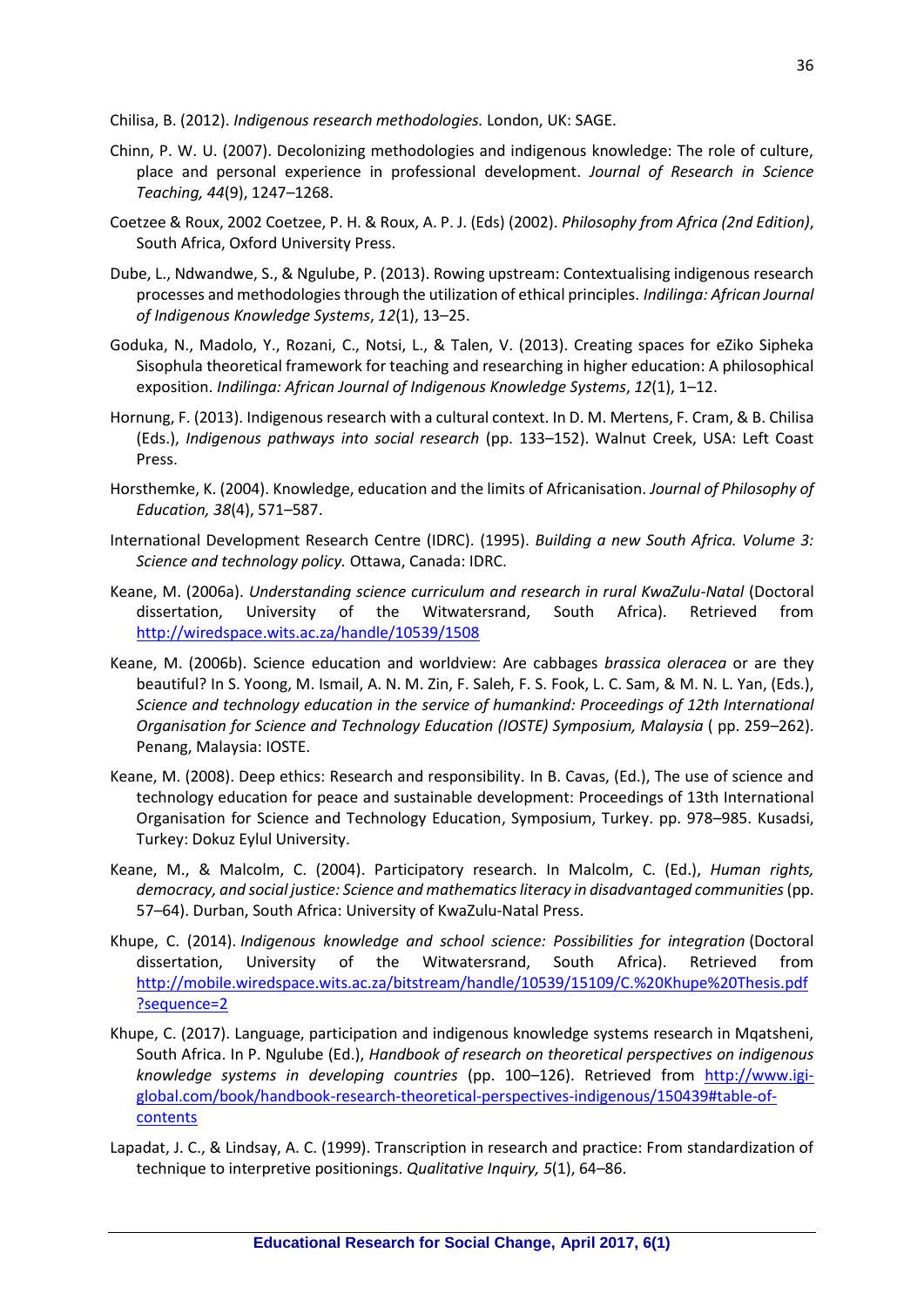Chilisa, B. (2012). *Indigenous research methodologies.* London, UK: SAGE.

Chinn, P. W. U. (2007). Decolonizing methodologies and indigenous knowledge: The role of culture, place and personal experience in professional development. *Journal of Research in Science Teaching, 44*(9), 1247–1268.

Coetzee & Roux, 2002 Coetzee, P. H. & Roux, A. P. J. (Eds) (2002). *Philosophy from Africa (2nd Edition)*, South Africa, Oxford University Press.

Dube, L., Ndwandwe, S., & Ngulube, P. (2013). Rowing upstream: Contextualising indigenous research processes and methodologies through the utilization of ethical principles. *Indilinga: African Journal of Indigenous Knowledge Systems*, *12*(1), 13–25.

Goduka, N., Madolo, Y., Rozani, C., Notsi, L., & Talen, V. (2013). Creating spaces for eZiko Sipheka Sisophula theoretical framework for teaching and researching in higher education: A philosophical exposition. *Indilinga: African Journal of Indigenous Knowledge Systems*, *12*(1), 1–12.

Hornung, F. (2013). Indigenous research with a cultural context. In D. M. Mertens, F. Cram, & B. Chilisa (Eds.), *Indigenous pathways into social research* (pp. 133–152). Walnut Creek, USA: Left Coast Press.

Horsthemke, K. (2004). Knowledge, education and the limits of Africanisation. *Journal of Philosophy of Education, 38*(4), 571–587.

International Development Research Centre (IDRC). (1995). *Building a new South Africa. Volume 3: Science and technology policy.* Ottawa, Canada: IDRC.

Keane, M. (2006a). *Understanding science curriculum and research in rural KwaZulu-Natal* (Doctoral dissertation, University of the Witwatersrand, South Africa). Retrieved from http://wiredspace.wits.ac.za/handle/10539/1508

Keane, M. (2006b). Science education and worldview: Are cabbages *brassica oleracea* or are they beautiful? In S. Yoong, M. Ismail, A. N. M. Zin, F. Saleh, F. S. Fook, L. C. Sam, & M. N. L. Yan, (Eds.), *Science and technology education in the service of humankind: Proceedings of 12th International Organisation for Science and Technology Education (IOSTE) Symposium, Malaysia* ( pp. 259–262). Penang, Malaysia: IOSTE.

Keane, M. (2008). Deep ethics: Research and responsibility. In B. Cavas, (Ed.), The use of science and technology education for peace and sustainable development: Proceedings of 13th International Organisation for Science and Technology Education, Symposium, Turkey. pp. 978–985. Kusadsi, Turkey: Dokuz Eylul University.

Keane, M., & Malcolm, C. (2004). Participatory research. In Malcolm, C. (Ed.), *Human rights, democracy, and social justice: Science and mathematics literacy in disadvantaged communities* (pp. 57–64). Durban, South Africa: University of KwaZulu-Natal Press.

Khupe, C. (2014). *Indigenous knowledge and school science: Possibilities for integration* (Doctoral dissertation, University of the Witwatersrand, South Africa). Retrieved from http://mobile.wiredspace.wits.ac.za/bitstream/handle/10539/15109/C.%20Khupe%20Thesis.pdf?sequence=2

Khupe, C. (2017). Language, participation and indigenous knowledge systems research in Mqatsheni, South Africa. In P. Ngulube (Ed.), *Handbook of research on theoretical perspectives on indigenous knowledge systems in developing countries* (pp. 100–126). Retrieved from http://www.igi-global.com/book/handbook-research-theoretical-perspectives-indigenous/150439#table-of-contents

Lapadat, J. C., & Lindsay, A. C. (1999). Transcription in research and practice: From standardization of technique to interpretive positionings. *Qualitative Inquiry, 5*(1), 64–86.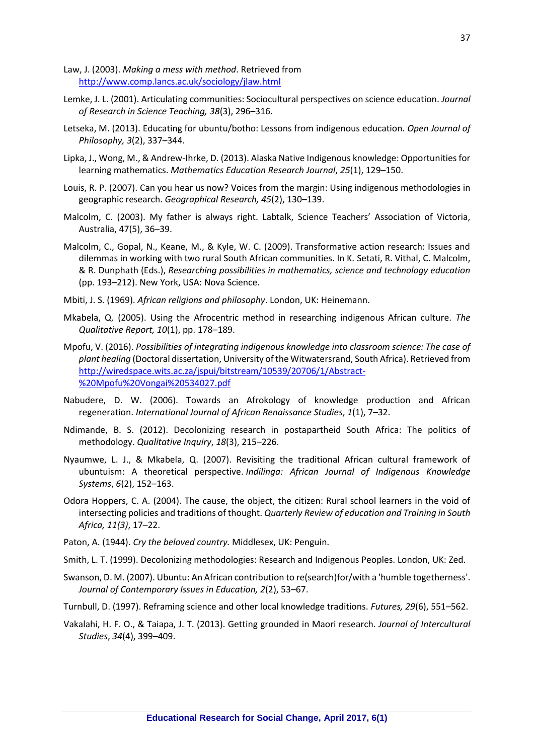Law, J. (2003). *Making a mess with method*. Retrieved from http://www.comp.lancs.ac.uk/sociology/jlaw.html

Lemke, J. L. (2001). Articulating communities: Sociocultural perspectives on science education. *Journal of Research in Science Teaching, 38*(3), 296–316.

Letseka, M. (2013). Educating for ubuntu/botho: Lessons from indigenous education. *Open Journal of Philosophy, 3*(2), 337–344.

Lipka, J., Wong, M., & Andrew-Ihrke, D. (2013). Alaska Native Indigenous knowledge: Opportunities for learning mathematics. *Mathematics Education Research Journal*, *25*(1), 129–150.

Louis, R. P. (2007). Can you hear us now? Voices from the margin: Using indigenous methodologies in geographic research. *Geographical Research, 45*(2), 130–139.

Malcolm, C. (2003). My father is always right. Labtalk, Science Teachers' Association of Victoria, Australia, 47(5), 36–39.

Malcolm, C., Gopal, N., Keane, M., & Kyle, W. C. (2009). Transformative action research: Issues and dilemmas in working with two rural South African communities. In K. Setati, R. Vithal, C. Malcolm, & R. Dunphath (Eds.), *Researching possibilities in mathematics, science and technology education* (pp. 193–212). New York, USA: Nova Science.

Mbiti, J. S. (1969). *African religions and philosophy*. London, UK: Heinemann.

Mkabela, Q. (2005). Using the Afrocentric method in researching indigenous African culture. *The Qualitative Report, 10*(1), pp. 178–189.

Mpofu, V. (2016). *Possibilities of integrating indigenous knowledge into classroom science: The case of plant healing* (Doctoral dissertation, University of the Witwatersrand, South Africa). Retrieved from http://wiredspace.wits.ac.za/jspui/bitstream/10539/20706/1/Abstract-%20Mpofu%20Vongai%20534027.pdf

Nabudere, D. W. (2006). Towards an Afrokology of knowledge production and African regeneration. *International Journal of African Renaissance Studies*, *1*(1), 7–32.

Ndimande, B. S. (2012). Decolonizing research in postapartheid South Africa: The politics of methodology. *Qualitative Inquiry*, *18*(3), 215–226.

Nyaumwe, L. J., & Mkabela, Q. (2007). Revisiting the traditional African cultural framework of ubuntuism: A theoretical perspective. *Indilinga: African Journal of Indigenous Knowledge Systems*, *6*(2), 152–163.

Odora Hoppers, C. A. (2004). The cause, the object, the citizen: Rural school learners in the void of intersecting policies and traditions of thought. *Quarterly Review of education and Training in South Africa, 11(3)*, 17–22.

Paton, A. (1944). *Cry the beloved country.* Middlesex, UK: Penguin.

Smith, L. T. (1999). Decolonizing methodologies: Research and Indigenous Peoples. London, UK: Zed.

Swanson, D. M. (2007). Ubuntu: An African contribution to re(search)for/with a 'humble togetherness'. *Journal of Contemporary Issues in Education, 2*(2), 53–67.

Turnbull, D. (1997). Reframing science and other local knowledge traditions. *Futures, 29*(6), 551–562.

Vakalahi, H. F. O., & Taiapa, J. T. (2013). Getting grounded in Maori research. *Journal of Intercultural Studies*, *34*(4), 399–409.